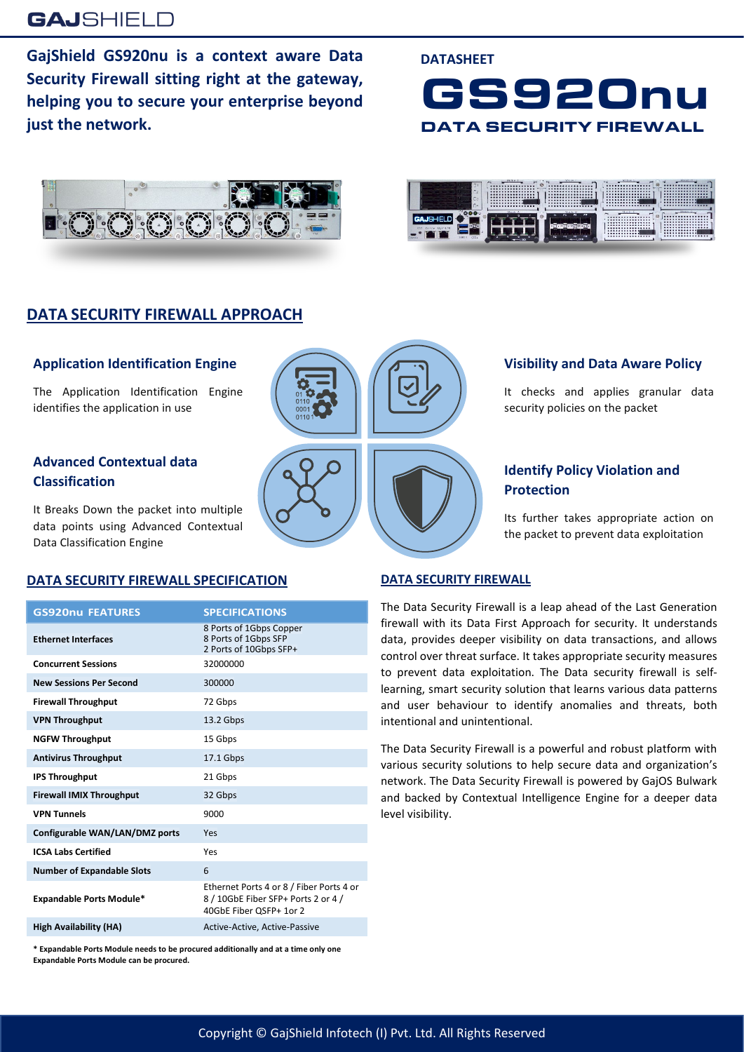GajShield GS920nu is a context aware Data Security Firewall sitting right at the gateway, helping you to secure your enterprise beyond just the network.

DATASHEET

# GS920nu

## DATA SECURITY FIREWALL

## DATA SECURITY FIREWALL APPROACH

### Application Identification Engine

The Application Identification Engine identifies the application in use

### Visibility and Data Aware Policy

It checks and applies granular data security policies on the packet

### Advanced Contextual data Classification

It Breaks Down the packet into multiple data points using Advanced Contextual Data Classification Engine

### Identify Policy Violation and Protection

Its further takes appropriate action on the packet to prevent data exploitation

## DATA SECURITY FIREWALL SPECIFICATION

| GS920nu FEATURES | SPECIFICATIONS |
|---|---|
| Ethernet Interfaces | 8 Ports of 1Gbps Copper<br>8 Ports of 1Gbps SFP<br>2 Ports of 10Gbps SFP+ |
| Concurrent Sessions | 32000000 |
| New Sessions Per Second | 300000 |
| Firewall Throughput | 72 Gbps |
| VPN Throughput | 13.2 Gbps |
| NGFW Throughput | 15 Gbps |
| Antivirus Throughput | 17.1 Gbps |
| IPS Throughput | 21 Gbps |
| Firewall IMIX Throughput | 32 Gbps |
| VPN Tunnels | 9000 |
| Configurable WAN/LAN/DMZ ports | Yes |
| ICSA Labs Certified | Yes |
| Number of Expandable Slots | 6 |
| Expandable Ports Module* | Ethernet Ports 4 or 8 / Fiber Ports 4 or 8 / 10GbE Fiber SFP+ Ports 2 or 4 / 40GbE Fiber QSFP+ 1or 2 |
| High Availability (HA) | Active-Active, Active-Passive |

**\* Expandable Ports Module needs to be procured additionally and at a time only one Expandable Ports Module can be procured.**

## DATA SECURITY FIREWALL

The Data Security Firewall is a leap ahead of the Last Generation firewall with its Data First Approach for security. It understands data, provides deeper visibility on data transactions, and allows control over threat surface. It takes appropriate security measures to prevent data exploitation. The Data security firewall is self-learning, smart security solution that learns various data patterns and user behaviour to identify anomalies and threats, both intentional and unintentional.

The Data Security Firewall is a powerful and robust platform with various security solutions to help secure data and organization's network. The Data Security Firewall is powered by GajOS Bulwark and backed by Contextual Intelligence Engine for a deeper data level visibility.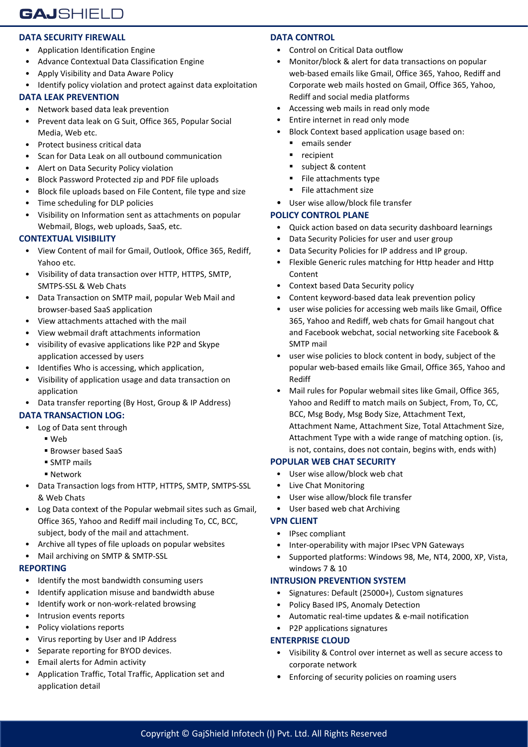## DATA SECURITY FIREWALL

- Application Identification Engine
- Advance Contextual Data Classification Engine
- Apply Visibility and Data Aware Policy
- Identify policy violation and protect against data exploitation

## DATA LEAK PREVENTION

- Network based data leak prevention
- Prevent data leak on G Suit, Office 365, Popular Social Media, Web etc.
- Protect business critical data
- Scan for Data Leak on all outbound communication
- Alert on Data Security Policy violation
- Block Password Protected zip and PDF file uploads
- Block file uploads based on File Content, file type and size
- Time scheduling for DLP policies
- Visibility on Information sent as attachments on popular Webmail, Blogs, web uploads, SaaS, etc.

## CONTEXTUAL VISIBILITY

- View Content of mail for Gmail, Outlook, Office 365, Rediff, Yahoo etc.
- Visibility of data transaction over HTTP, HTTPS, SMTP, SMTPS-SSL & Web Chats
- Data Transaction on SMTP mail, popular Web Mail and browser-based SaaS application
- View attachments attached with the mail
- View webmail draft attachments information
- visibility of evasive applications like P2P and Skype application accessed by users
- Identifies Who is accessing, which application,
- Visibility of application usage and data transaction on application
- Data transfer reporting (By Host, Group & IP Address)

## DATA TRANSACTION LOG:

- Log of Data sent through
  - Web
  - Browser based SaaS
  - SMTP mails
  - Network
- Data Transaction logs from HTTP, HTTPS, SMTP, SMTPS-SSL & Web Chats
- Log Data context of the Popular webmail sites such as Gmail, Office 365, Yahoo and Rediff mail including To, CC, BCC, subject, body of the mail and attachment.
- Archive all types of file uploads on popular websites
- Mail archiving on SMTP & SMTP-SSL

## REPORTING

- Identify the most bandwidth consuming users
- Identify application misuse and bandwidth abuse
- Identify work or non-work-related browsing
- Intrusion events reports
- Policy violations reports
- Virus reporting by User and IP Address
- Separate reporting for BYOD devices.
- Email alerts for Admin activity
- Application Traffic, Total Traffic, Application set and application detail

## DATA CONTROL

- Control on Critical Data outflow
- Monitor/block & alert for data transactions on popular web-based emails like Gmail, Office 365, Yahoo, Rediff and Corporate web mails hosted on Gmail, Office 365, Yahoo, Rediff and social media platforms
- Accessing web mails in read only mode
- Entire internet in read only mode
- Block Context based application usage based on:
  - emails sender
  - recipient
  - subject & content
  - File attachments type
  - File attachment size
- User wise allow/block file transfer

## POLICY CONTROL PLANE

- Quick action based on data security dashboard learnings
- Data Security Policies for user and user group
- Data Security Policies for IP address and IP group.
- Flexible Generic rules matching for Http header and Http Content
- Context based Data Security policy
- Content keyword-based data leak prevention policy
- user wise policies for accessing web mails like Gmail, Office 365, Yahoo and Rediff, web chats for Gmail hangout chat and Facebook webchat, social networking site Facebook & SMTP mail
- user wise policies to block content in body, subject of the popular web-based emails like Gmail, Office 365, Yahoo and Rediff
- Mail rules for Popular webmail sites like Gmail, Office 365, Yahoo and Rediff to match mails on Subject, From, To, CC, BCC, Msg Body, Msg Body Size, Attachment Text, Attachment Name, Attachment Size, Total Attachment Size, Attachment Type with a wide range of matching option. (is, is not, contains, does not contain, begins with, ends with)

## POPULAR WEB CHAT SECURITY

- User wise allow/block web chat
- Live Chat Monitoring
- User wise allow/block file transfer
- User based web chat Archiving

## VPN CLIENT

- IPsec compliant
- Inter-operability with major IPsec VPN Gateways
- Supported platforms: Windows 98, Me, NT4, 2000, XP, Vista, windows 7 & 10

## INTRUSION PREVENTION SYSTEM

- Signatures: Default (25000+), Custom signatures
- Policy Based IPS, Anomaly Detection
- Automatic real-time updates & e-mail notification
- P2P applications signatures

## ENTERPRISE CLOUD

- Visibility & Control over internet as well as secure access to corporate network
- Enforcing of security policies on roaming users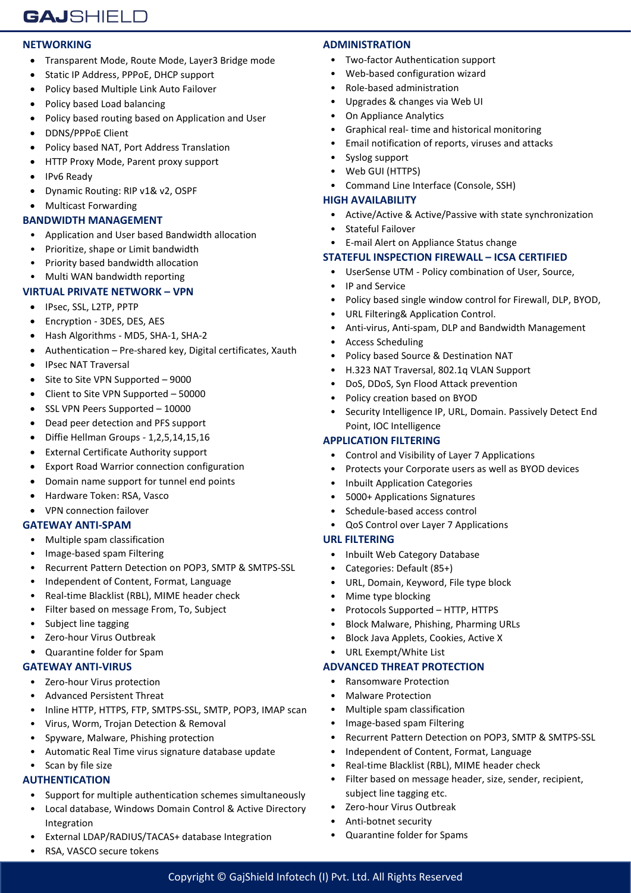## NETWORKING

- Transparent Mode, Route Mode, Layer3 Bridge mode
- Static IP Address, PPPoE, DHCP support
- Policy based Multiple Link Auto Failover
- Policy based Load balancing
- Policy based routing based on Application and User
- DDNS/PPPoE Client
- Policy based NAT, Port Address Translation
- HTTP Proxy Mode, Parent proxy support
- IPv6 Ready
- Dynamic Routing: RIP v1& v2, OSPF
- Multicast Forwarding

## BANDWIDTH MANAGEMENT

- Application and User based Bandwidth allocation
- Prioritize, shape or Limit bandwidth
- Priority based bandwidth allocation
- Multi WAN bandwidth reporting

## VIRTUAL PRIVATE NETWORK – VPN

- IPsec, SSL, L2TP, PPTP
- Encryption - 3DES, DES, AES
- Hash Algorithms - MD5, SHA-1, SHA-2
- Authentication – Pre-shared key, Digital certificates, Xauth
- IPsec NAT Traversal
- Site to Site VPN Supported – 9000
- Client to Site VPN Supported – 50000
- SSL VPN Peers Supported – 10000
- Dead peer detection and PFS support
- Diffie Hellman Groups - 1,2,5,14,15,16
- External Certificate Authority support
- Export Road Warrior connection configuration
- Domain name support for tunnel end points
- Hardware Token: RSA, Vasco
- VPN connection failover

## GATEWAY ANTI-SPAM

- Multiple spam classification
- Image-based spam Filtering
- Recurrent Pattern Detection on POP3, SMTP & SMTPS-SSL
- Independent of Content, Format, Language
- Real-time Blacklist (RBL), MIME header check
- Filter based on message From, To, Subject
- Subject line tagging
- Zero-hour Virus Outbreak
- Quarantine folder for Spam

## GATEWAY ANTI-VIRUS

- Zero-hour Virus protection
- Advanced Persistent Threat
- Inline HTTP, HTTPS, FTP, SMTPS-SSL, SMTP, POP3, IMAP scan
- Virus, Worm, Trojan Detection & Removal
- Spyware, Malware, Phishing protection
- Automatic Real Time virus signature database update
- Scan by file size

## AUTHENTICATION

- Support for multiple authentication schemes simultaneously
- Local database, Windows Domain Control & Active Directory Integration
- External LDAP/RADIUS/TACAS+ database Integration
- RSA, VASCO secure tokens

## ADMINISTRATION

- Two-factor Authentication support
- Web-based configuration wizard
- Role-based administration
- Upgrades & changes via Web UI
- On Appliance Analytics
- Graphical real- time and historical monitoring
- Email notification of reports, viruses and attacks
- Syslog support
- Web GUI (HTTPS)
- Command Line Interface (Console, SSH)

## HIGH AVAILABILITY

- Active/Active & Active/Passive with state synchronization
- Stateful Failover
- E-mail Alert on Appliance Status change

## STATEFUL INSPECTION FIREWALL – ICSA CERTIFIED

- UserSense UTM - Policy combination of User, Source,
- IP and Service
- Policy based single window control for Firewall, DLP, BYOD,
- URL Filtering& Application Control.
- Anti-virus, Anti-spam, DLP and Bandwidth Management
- Access Scheduling
- Policy based Source & Destination NAT
- H.323 NAT Traversal, 802.1q VLAN Support
- DoS, DDoS, Syn Flood Attack prevention
- Policy creation based on BYOD
- Security Intelligence IP, URL, Domain. Passively Detect End Point, IOC Intelligence

## APPLICATION FILTERING

- Control and Visibility of Layer 7 Applications
- Protects your Corporate users as well as BYOD devices
- Inbuilt Application Categories
- 5000+ Applications Signatures
- Schedule-based access control
- QoS Control over Layer 7 Applications

## URL FILTERING

- Inbuilt Web Category Database
- Categories: Default (85+)
- URL, Domain, Keyword, File type block
- Mime type blocking
- Protocols Supported – HTTP, HTTPS
- Block Malware, Phishing, Pharming URLs
- Block Java Applets, Cookies, Active X
- URL Exempt/White List

## ADVANCED THREAT PROTECTION

- Ransomware Protection
- Malware Protection
- Multiple spam classification
- Image-based spam Filtering
- Recurrent Pattern Detection on POP3, SMTP & SMTPS-SSL
- Independent of Content, Format, Language
- Real-time Blacklist (RBL), MIME header check
- Filter based on message header, size, sender, recipient, subject line tagging etc.
- Zero-hour Virus Outbreak
- Anti-botnet security
- Quarantine folder for Spams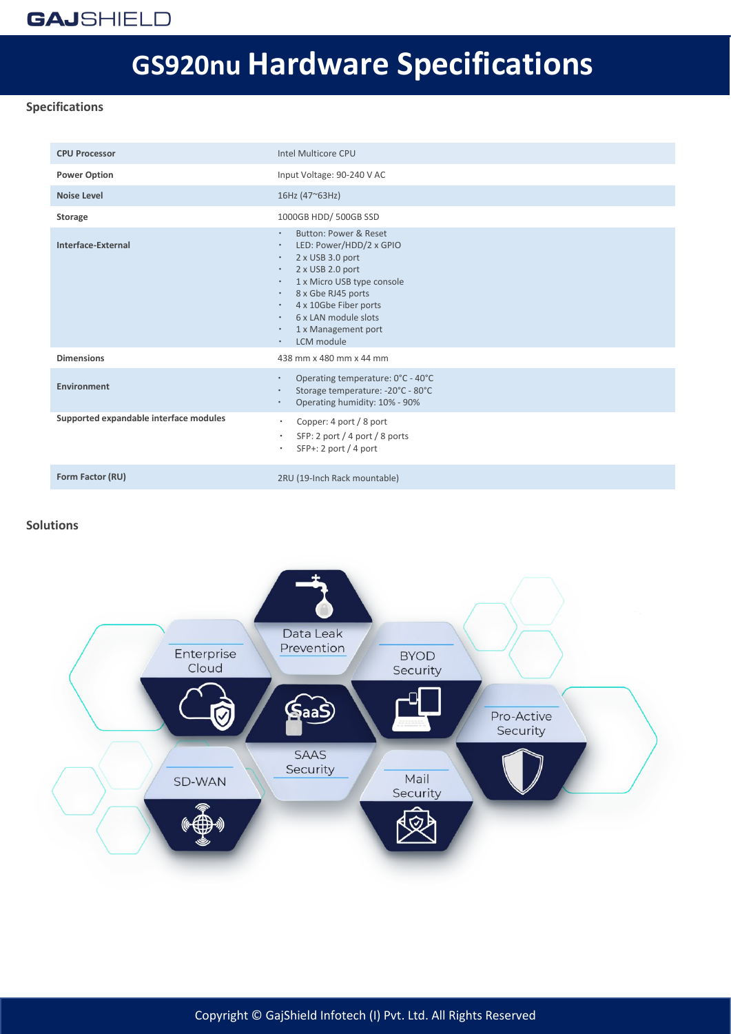# GS920nu Hardware Specifications

## Specifications

| | |
|---|---|
| **CPU Processor** | Intel Multicore CPU |
| **Power Option** | Input Voltage: 90-240 V AC |
| **Noise Level** | 16Hz (47~63Hz) |
| **Storage** | 1000GB HDD/ 500GB SSD |
| **Interface-External** | • Button: Power & Reset<br>• LED: Power/HDD/2 x GPIO<br>• 2 x USB 3.0 port<br>• 2 x USB 2.0 port<br>• 1 x Micro USB type console<br>• 8 x Gbe RJ45 ports<br>• 4 x 10Gbe Fiber ports<br>• 6 x LAN module slots<br>• 1 x Management port<br>• LCM module |
| **Dimensions** | 438 mm x 480 mm x 44 mm |
| **Environment** | • Operating temperature: 0°C - 40°C<br>• Storage temperature: -20°C - 80°C<br>• Operating humidity: 10% - 90% |
| **Supported expandable interface modules** | • Copper: 4 port / 8 port<br>• SFP: 2 port / 4 port / 8 ports<br>• SFP+: 2 port / 4 port |
| **Form Factor (RU)** | 2RU (19-Inch Rack mountable) |

## Solutions

- Data Leak Prevention
- Enterprise Cloud
- BYOD Security
- SAAS Security
- Pro-Active Security
- SD-WAN
- Mail Security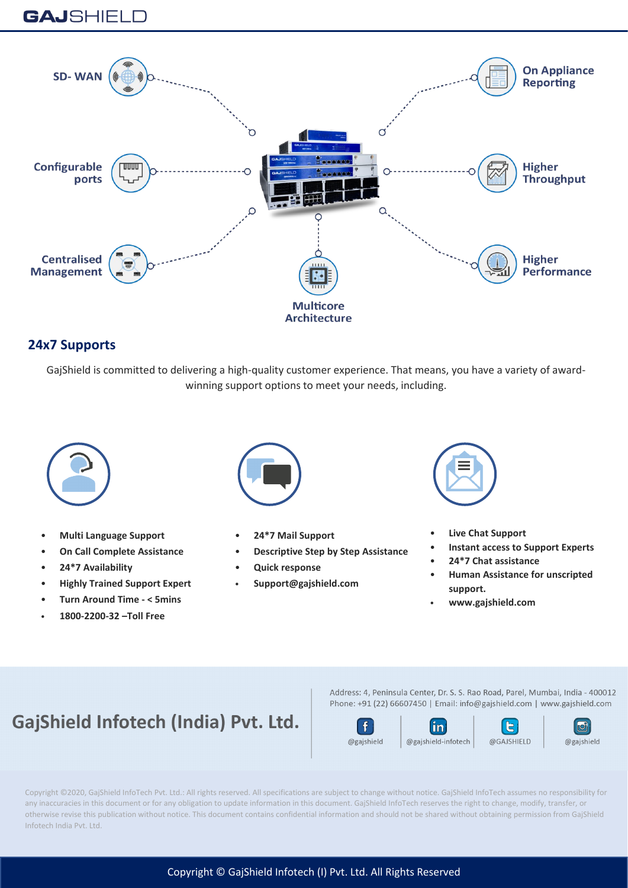SD- WAN

Configurable ports

Centralised Management

Multicore Architecture

On Appliance Reporting

Higher Throughput

Higher Performance

## 24x7 Supports

GajShield is committed to delivering a high-quality customer experience. That means, you have a variety of award-winning support options to meet your needs, including.

- **Multi Language Support**
- **On Call Complete Assistance**
- **24*7 Availability**
- **Highly Trained Support Expert**
- **Turn Around Time - < 5mins**
- **1800-2200-32 –Toll Free**

- **24*7 Mail Support**
- **Descriptive Step by Step Assistance**
- **Quick response**
- **Support@gajshield.com**

- **Live Chat Support**
- **Instant access to Support Experts**
- **24*7 Chat assistance**
- **Human Assistance for unscripted support.**
- **www.gajshield.com**

## GajShield Infotech (India) Pvt. Ltd.

Address: 4, Peninsula Center, Dr. S. S. Rao Road, Parel, Mumbai, India - 400012
Phone: +91 (22) 66607450 | Email: info@gajshield.com | www.gajshield.com

@gajshield | @gajshield-infotech | @GAJSHIELD | @gajshield

Copyright ©2020, GajShield InfoTech Pvt. Ltd.: All rights reserved. All specifications are subject to change without notice. GajShield InfoTech assumes no responsibility for any inaccuracies in this document or for any obligation to update information in this document. GajShield InfoTech reserves the right to change, modify, transfer, or otherwise revise this publication without notice. This document contains confidential information and should not be shared without obtaining permission from GajShield Infotech India Pvt. Ltd.

Copyright © GajShield Infotech (I) Pvt. Ltd. All Rights Reserved